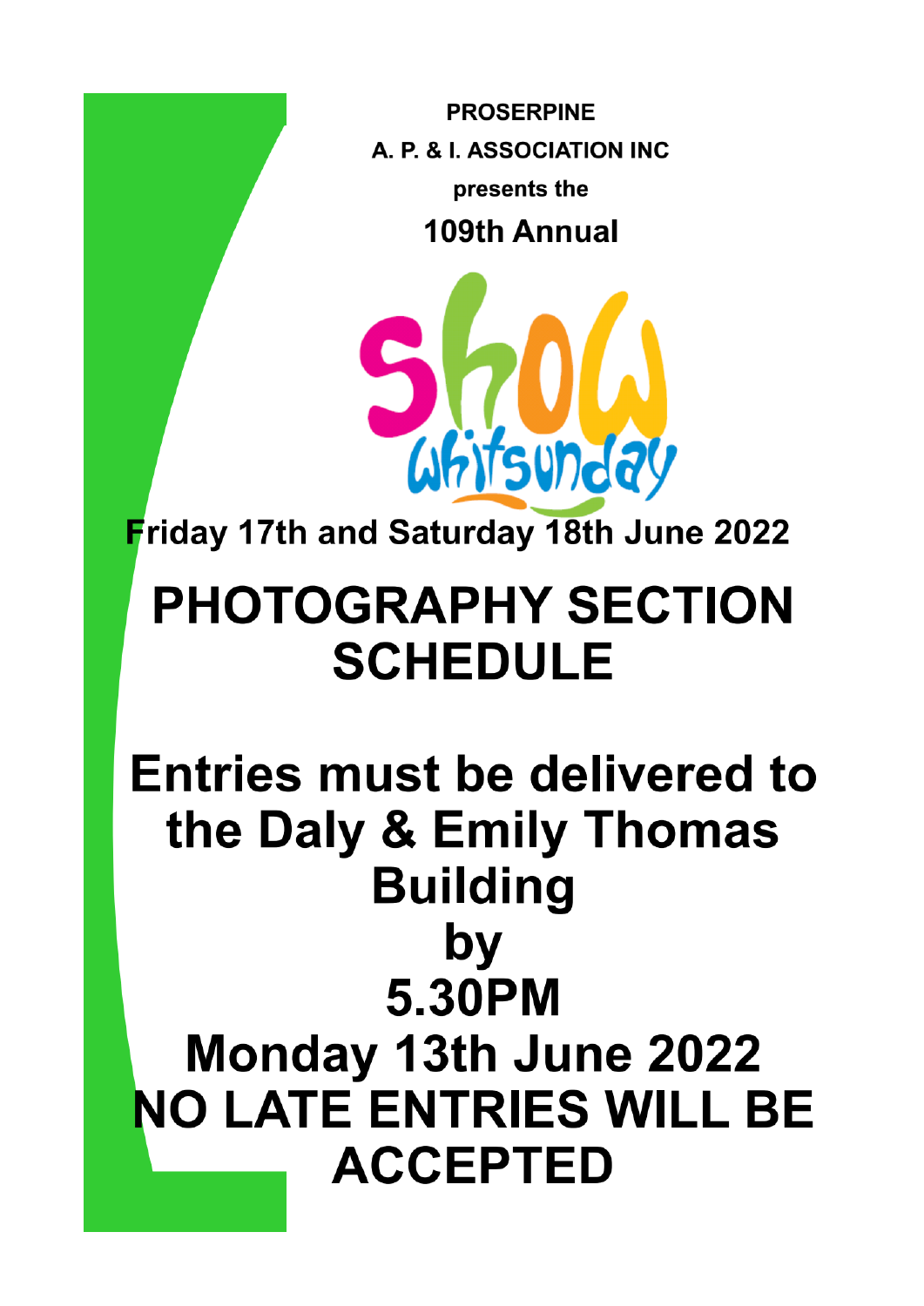**PROSERPINE**

**A. P. & I. ASSOCIATION INC**

**presents the**

**109th Annual**

**Show Whitsunday**

**Friday 17th and Saturday 18th June 2022**

# PHOTOGRAPHY SECTION SCHEDULE

# Entries must be delivered to the Daly & Emily Thomas Building by 5.30PM Monday 13th June 2022

# NO LATE ENTRIES WILL BE ACCEPTED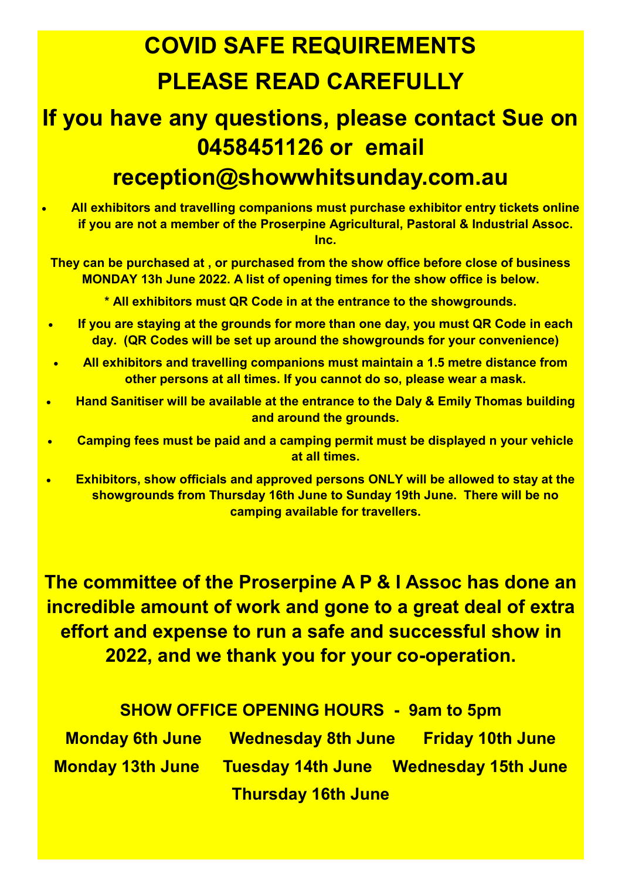# COVID SAFE REQUIREMENTS

# PLEASE READ CAREFULLY

## If you have any questions, please contact Sue on 0458451126 or email reception@showwhitsunday.com.au

- **All exhibitors and travelling companions must purchase exhibitor entry tickets online if you are not a member of the Proserpine Agricultural, Pastoral & Industrial Assoc. Inc.**

**They can be purchased at , or purchased from the show office before close of business MONDAY 13h June 2022. A list of opening times for the show office is below.**

**\* All exhibitors must QR Code in at the entrance to the showgrounds.**

- **If you are staying at the grounds for more than one day, you must QR Code in each day. (QR Codes will be set up around the showgrounds for your convenience)**
- **All exhibitors and travelling companions must maintain a 1.5 metre distance from other persons at all times. If you cannot do so, please wear a mask.**
- **Hand Sanitiser will be available at the entrance to the Daly & Emily Thomas building and around the grounds.**
- **Camping fees must be paid and a camping permit must be displayed n your vehicle at all times.**
- **Exhibitors, show officials and approved persons ONLY will be allowed to stay at the showgrounds from Thursday 16th June to Sunday 19th June. There will be no camping available for travellers.**

**The committee of the Proserpine A P & I Assoc has done an incredible amount of work and gone to a great deal of extra effort and expense to run a safe and successful show in 2022, and we thank you for your co-operation.**

**SHOW OFFICE OPENING HOURS - 9am to 5pm**

**Monday 6th June Wednesday 8th June Friday 10th June**

**Monday 13th June Tuesday 14th June Wednesday 15th June**

**Thursday 16th June**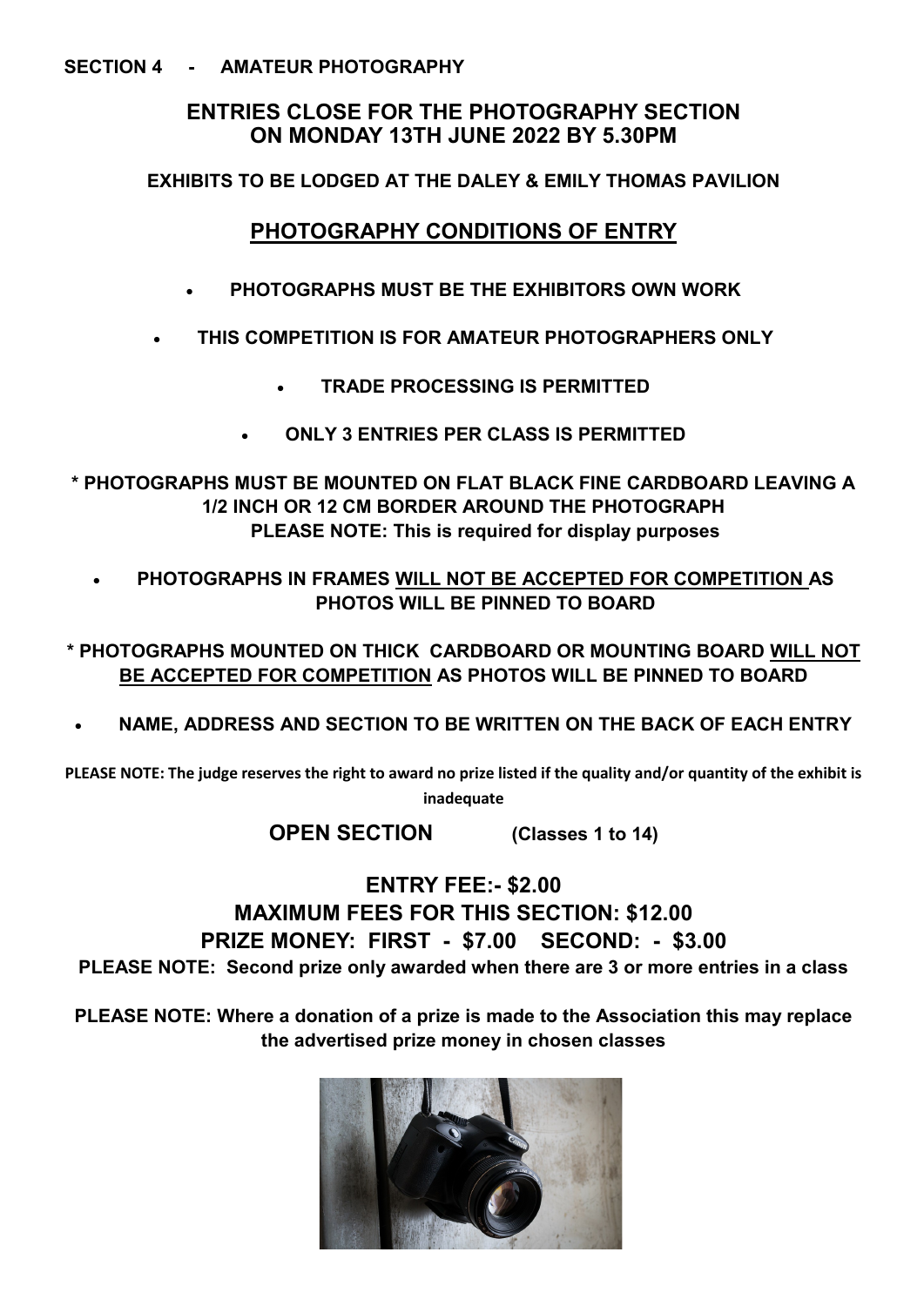**SECTION 4 - AMATEUR PHOTOGRAPHY**

## ENTRIES CLOSE FOR THE PHOTOGRAPHY SECTION ON MONDAY 13TH JUNE 2022 BY 5.30PM

**EXHIBITS TO BE LODGED AT THE DALEY & EMILY THOMAS PAVILION**

## PHOTOGRAPHY CONDITIONS OF ENTRY

- **PHOTOGRAPHS MUST BE THE EXHIBITORS OWN WORK**
- **THIS COMPETITION IS FOR AMATEUR PHOTOGRAPHERS ONLY**
- **TRADE PROCESSING IS PERMITTED**
- **ONLY 3 ENTRIES PER CLASS IS PERMITTED**

**\* PHOTOGRAPHS MUST BE MOUNTED ON FLAT BLACK FINE CARDBOARD LEAVING A 1/2 INCH OR 12 CM BORDER AROUND THE PHOTOGRAPH**
**PLEASE NOTE: This is required for display purposes**

- **PHOTOGRAPHS IN FRAMES WILL NOT BE ACCEPTED FOR COMPETITION AS PHOTOS WILL BE PINNED TO BOARD**

**\* PHOTOGRAPHS MOUNTED ON THICK CARDBOARD OR MOUNTING BOARD WILL NOT BE ACCEPTED FOR COMPETITION AS PHOTOS WILL BE PINNED TO BOARD**

- **NAME, ADDRESS AND SECTION TO BE WRITTEN ON THE BACK OF EACH ENTRY**

**PLEASE NOTE: The judge reserves the right to award no prize listed if the quality and/or quantity of the exhibit is inadequate**

## OPEN SECTION (Classes 1 to 14)

**ENTRY FEE:- $2.00**
**MAXIMUM FEES FOR THIS SECTION: $12.00**
**PRIZE MONEY: FIRST - $7.00 SECOND: - $3.00**

**PLEASE NOTE: Second prize only awarded when there are 3 or more entries in a class**

**PLEASE NOTE: Where a donation of a prize is made to the Association this may replace the advertised prize money in chosen classes**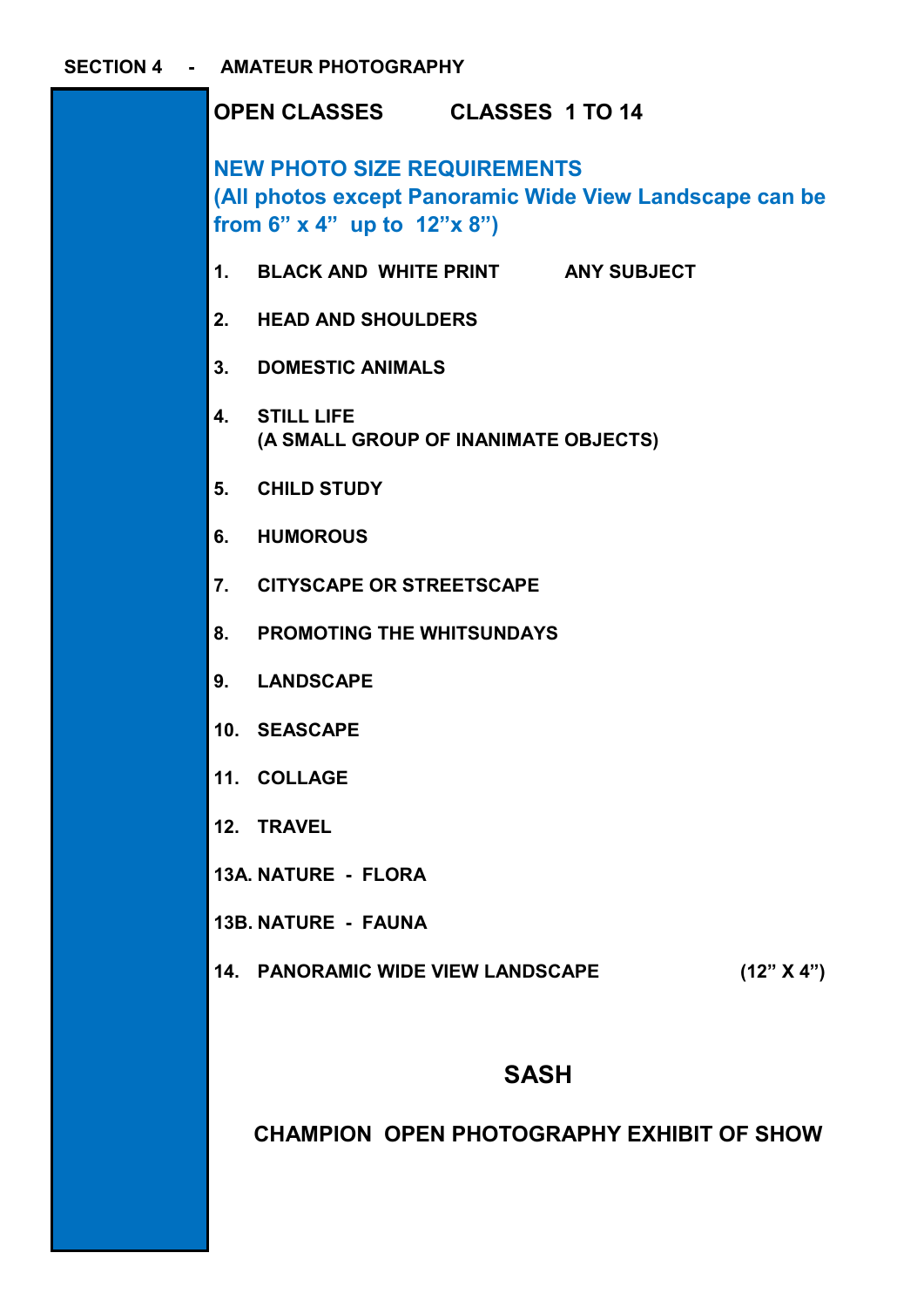## SECTION 4 - AMATEUR PHOTOGRAPHY

### OPEN CLASSES CLASSES 1 TO 14

**NEW PHOTO SIZE REQUIREMENTS**
**(All photos except Panoramic Wide View Landscape can be from 6" x 4" up to 12"x 8")**

1. **BLACK AND WHITE PRINT ANY SUBJECT**
2. **HEAD AND SHOULDERS**
3. **DOMESTIC ANIMALS**
4. **STILL LIFE**
   **(A SMALL GROUP OF INANIMATE OBJECTS)**
5. **CHILD STUDY**
6. **HUMOROUS**
7. **CITYSCAPE OR STREETSCAPE**
8. **PROMOTING THE WHITSUNDAYS**
9. **LANDSCAPE**
10. **SEASCAPE**
11. **COLLAGE**
12. **TRAVEL**

**13A. NATURE - FLORA**

**13B. NATURE - FAUNA**

**14. PANORAMIC WIDE VIEW LANDSCAPE (12" X 4")**

### SASH

**CHAMPION OPEN PHOTOGRAPHY EXHIBIT OF SHOW**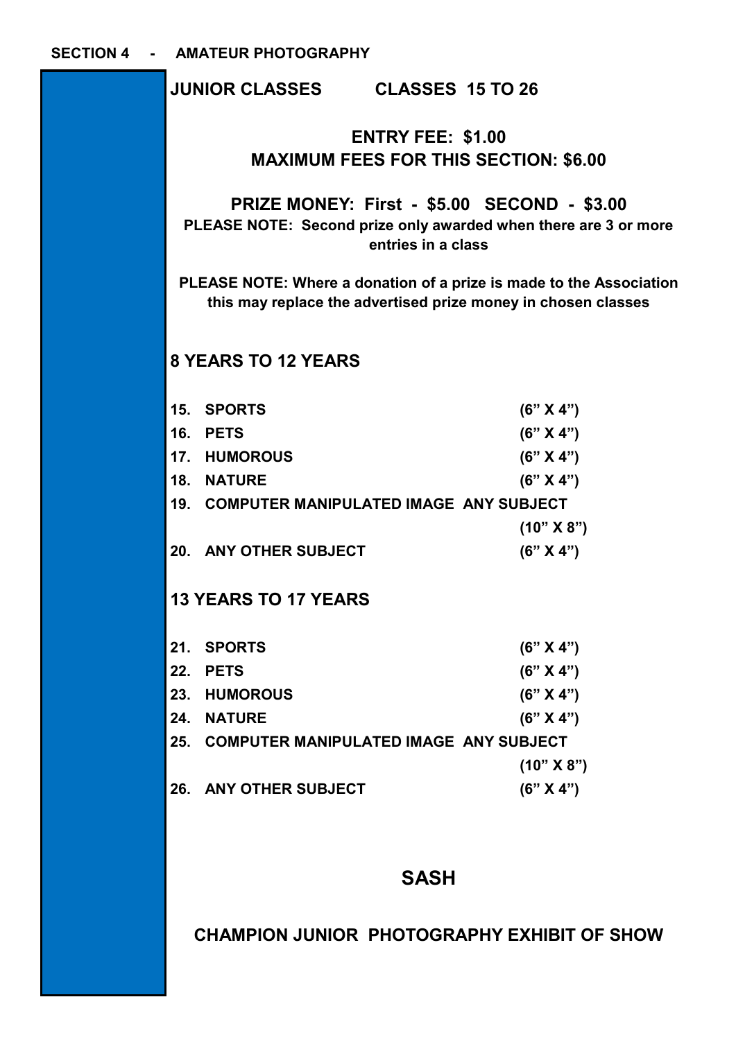**SECTION 4 - AMATEUR PHOTOGRAPHY**

## JUNIOR CLASSES CLASSES 15 TO 26

**ENTRY FEE: $1.00**
**MAXIMUM FEES FOR THIS SECTION: $6.00**

**PRIZE MONEY: First - $5.00 SECOND - $3.00**

**PLEASE NOTE: Second prize only awarded when there are 3 or more entries in a class**

**PLEASE NOTE: Where a donation of a prize is made to the Association this may replace the advertised prize money in chosen classes**

### 8 YEARS TO 12 YEARS

| | | |
|---|---|---|
| 15. | SPORTS | (6" X 4") |
| 16. | PETS | (6" X 4") |
| 17. | HUMOROUS | (6" X 4") |
| 18. | NATURE | (6" X 4") |
| 19. | COMPUTER MANIPULATED IMAGE ANY SUBJECT | (10" X 8") |
| 20. | ANY OTHER SUBJECT | (6" X 4") |

### 13 YEARS TO 17 YEARS

| | | |
|---|---|---|
| 21. | SPORTS | (6" X 4") |
| 22. | PETS | (6" X 4") |
| 23. | HUMOROUS | (6" X 4") |
| 24. | NATURE | (6" X 4") |
| 25. | COMPUTER MANIPULATED IMAGE ANY SUBJECT | (10" X 8") |
| 26. | ANY OTHER SUBJECT | (6" X 4") |

## SASH

**CHAMPION JUNIOR PHOTOGRAPHY EXHIBIT OF SHOW**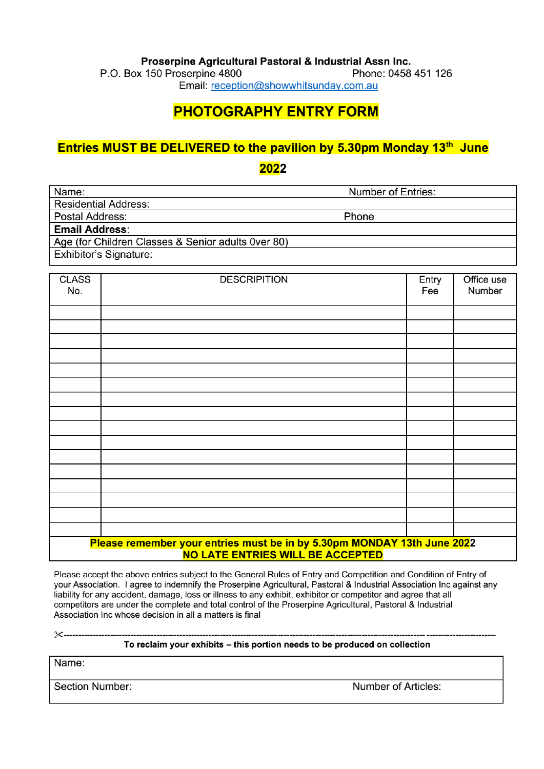**Proserpine Agricultural Pastoral & Industrial Assn Inc.**
P.O. Box 150 Proserpine 4800 Phone: 0458 451 126
Email: reception@showwhitsunday.com.au

# PHOTOGRAPHY ENTRY FORM

## Entries MUST BE DELIVERED to the pavilion by 5.30pm Monday 13th June 2022

| | |
|---|---|
| Name: | Number of Entries: |
| Residential Address: | |
| Postal Address: | Phone |
| **Email Address**: | |
| Age (for Children Classes & Senior adults 0ver 80) | |
| Exhibitor's Signature: | |

| CLASS No. | DESCRIPITION | Entry Fee | Office use Number |
|---|---|---|---|
| | | | |
| | | | |
| | | | |
| | | | |
| | | | |
| | | | |
| | | | |
| | | | |
| | | | |
| | | | |
| | | | |
| | | | |
| | | | |
| | | | |
| | | | |
| | | | |

**Please remember your entries must be in by 5.30pm MONDAY 13th June 2022**
**NO LATE ENTRIES WILL BE ACCEPTED**

Please accept the above entries subject to the General Rules of Entry and Competition and Condition of Entry of your Association. I agree to indemnify the Proserpine Agricultural, Pastoral & Industrial Association Inc against any liability for any accident, damage, loss or illness to any exhibit, exhibitor or competitor and agree that all competitors are under the complete and total control of the Proserpine Agricultural, Pastoral & Industrial Association Inc whose decision in all a matters is final

✂-----------------------------------------------------------------------------------------------------

**To reclaim your exhibits – this portion needs to be produced on collection**

| | |
|---|---|
| Name: | |
| Section Number: | Number of Articles: |